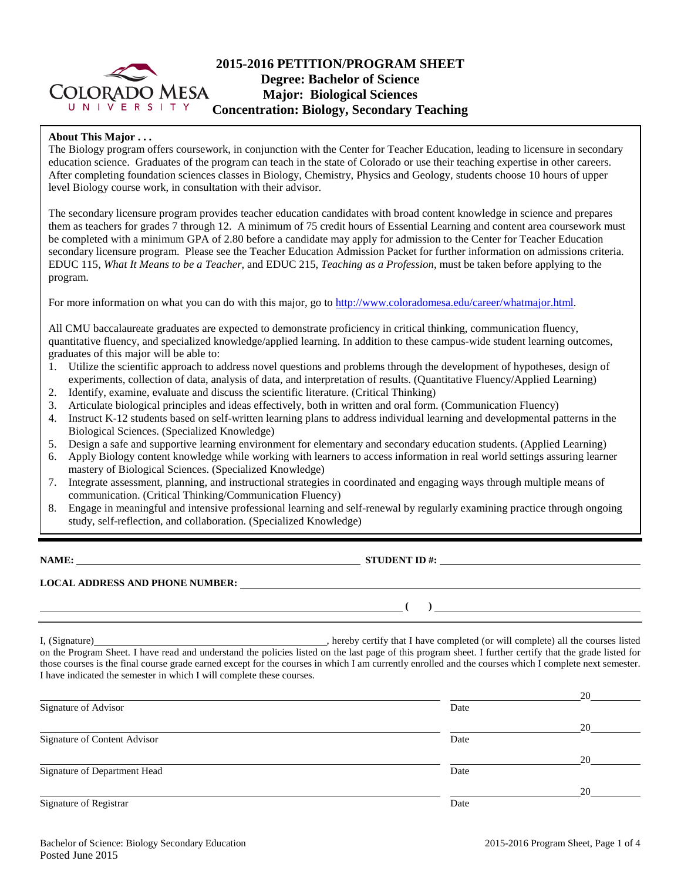# 2015-2016 PETITION/PROGRAM SHEET

## Degree: Bachelor of Science
## Major: Biological Sciences
## Concentration: Biology, Secondary Teaching

**About This Major . . .**

The Biology program offers coursework, in conjunction with the Center for Teacher Education, leading to licensure in secondary education science. Graduates of the program can teach in the state of Colorado or use their teaching expertise in other careers. After completing foundation sciences classes in Biology, Chemistry, Physics and Geology, students choose 10 hours of upper level Biology course work, in consultation with their advisor.

The secondary licensure program provides teacher education candidates with broad content knowledge in science and prepares them as teachers for grades 7 through 12. A minimum of 75 credit hours of Essential Learning and content area coursework must be completed with a minimum GPA of 2.80 before a candidate may apply for admission to the Center for Teacher Education secondary licensure program. Please see the Teacher Education Admission Packet for further information on admissions criteria. EDUC 115, *What It Means to be a Teacher,* and EDUC 215, *Teaching as a Profession*, must be taken before applying to the program.

For more information on what you can do with this major, go to http://www.coloradomesa.edu/career/whatmajor.html.

All CMU baccalaureate graduates are expected to demonstrate proficiency in critical thinking, communication fluency, quantitative fluency, and specialized knowledge/applied learning. In addition to these campus-wide student learning outcomes, graduates of this major will be able to:

1. Utilize the scientific approach to address novel questions and problems through the development of hypotheses, design of experiments, collection of data, analysis of data, and interpretation of results. (Quantitative Fluency/Applied Learning)
2. Identify, examine, evaluate and discuss the scientific literature. (Critical Thinking)
3. Articulate biological principles and ideas effectively, both in written and oral form. (Communication Fluency)
4. Instruct K-12 students based on self-written learning plans to address individual learning and developmental patterns in the Biological Sciences. (Specialized Knowledge)
5. Design a safe and supportive learning environment for elementary and secondary education students. (Applied Learning)
6. Apply Biology content knowledge while working with learners to access information in real world settings assuring learner mastery of Biological Sciences. (Specialized Knowledge)
7. Integrate assessment, planning, and instructional strategies in coordinated and engaging ways through multiple means of communication. (Critical Thinking/Communication Fluency)
8. Engage in meaningful and intensive professional learning and self-renewal by regularly examining practice through ongoing study, self-reflection, and collaboration. (Specialized Knowledge)

**NAME:** ______________________ **STUDENT ID #:** ______________________

**LOCAL ADDRESS AND PHONE NUMBER:** ______________________

______________________ **( )** ______________________

I, (Signature) ______________________, hereby certify that I have completed (or will complete) all the courses listed on the Program Sheet. I have read and understand the policies listed on the last page of this program sheet. I further certify that the grade listed for those courses is the final course grade earned except for the courses in which I am currently enrolled and the courses which I complete next semester. I have indicated the semester in which I will complete these courses.

______________________ ______________ 20____
Signature of Advisor Date

______________________ ______________ 20____
Signature of Content Advisor Date

______________________ ______________ 20____
Signature of Department Head Date

______________________ ______________ 20____
Signature of Registrar Date

Bachelor of Science: Biology Secondary Education
Posted June 2015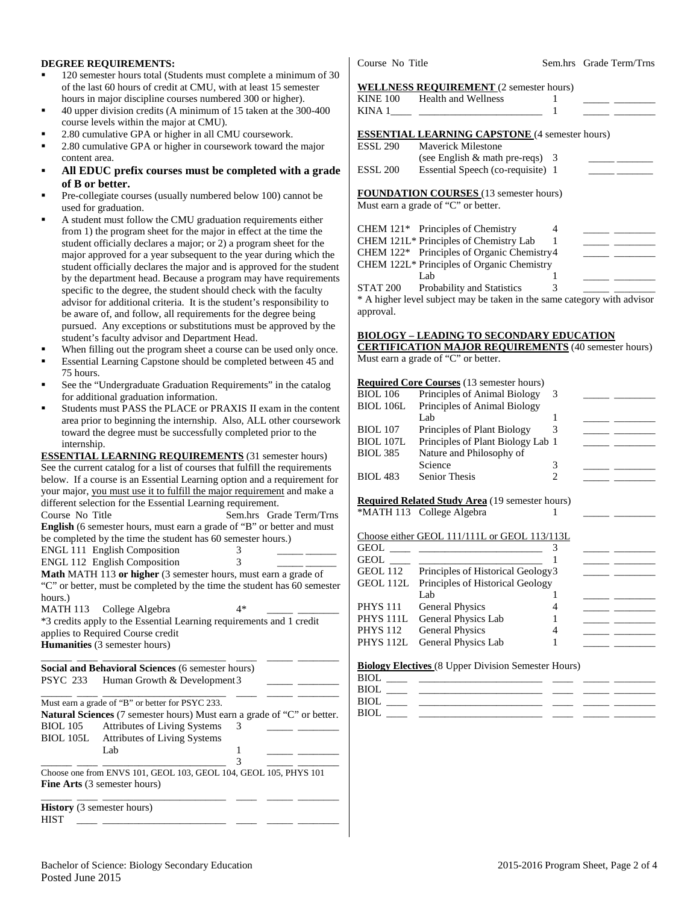**DEGREE REQUIREMENTS:**

- 120 semester hours total (Students must complete a minimum of 30 of the last 60 hours of credit at CMU, with at least 15 semester hours in major discipline courses numbered 300 or higher).
- 40 upper division credits (A minimum of 15 taken at the 300-400 course levels within the major at CMU).
- 2.80 cumulative GPA or higher in all CMU coursework.
- 2.80 cumulative GPA or higher in coursework toward the major content area.
- **All EDUC prefix courses must be completed with a grade of B or better.**
- Pre-collegiate courses (usually numbered below 100) cannot be used for graduation.
- A student must follow the CMU graduation requirements either from 1) the program sheet for the major in effect at the time the student officially declares a major; or 2) a program sheet for the major approved for a year subsequent to the year during which the student officially declares the major and is approved for the student by the department head. Because a program may have requirements specific to the degree, the student should check with the faculty advisor for additional criteria. It is the student's responsibility to be aware of, and follow, all requirements for the degree being pursued. Any exceptions or substitutions must be approved by the student's faculty advisor and Department Head.
- When filling out the program sheet a course can be used only once.
- Essential Learning Capstone should be completed between 45 and 75 hours.
- See the "Undergraduate Graduation Requirements" in the catalog for additional graduation information.
- Students must PASS the PLACE or PRAXIS II exam in the content area prior to beginning the internship. Also, ALL other coursework toward the degree must be successfully completed prior to the internship.

**ESSENTIAL LEARNING REQUIREMENTS** (31 semester hours)

See the current catalog for a list of courses that fulfill the requirements below. If a course is an Essential Learning option and a requirement for your major, you must use it to fulfill the major requirement and make a different selection for the Essential Learning requirement.

| Course | No | Title | Sem.hrs | Grade | Term/Trns |
|---|---|---|---|---|---|
| **English** (6 semester hours, must earn a grade of "B" or better and must be completed by the time the student has 60 semester hours.) | | | | | |
| ENGL | 111 | English Composition | 3 | | |
| ENGL | 112 | English Composition | 3 | | |
| **Math** MATH 113 **or higher** (3 semester hours, must earn a grade of "C" or better, must be completed by the time the student has 60 semester hours.) | | | | | |
| MATH | 113 | College Algebra | 4* | | |

*3 credits apply to the Essential Learning requirements and 1 credit applies to Required Course credit

| Course | No | Title | Sem.hrs | Grade | Term/Trns |
|---|---|---|---|---|---|
| **Humanities** (3 semester hours) | | | | | |
| ____ | ____ | ____ | ____ | | |
| **Social and Behavioral Sciences** (6 semester hours) | | | | | |
| PSYC | 233 | Human Growth & Development | 3 | | |
| ____ | ____ | ____ | ____ | | |

Must earn a grade of "B" or better for PSYC 233.

| Course | No | Title | Sem.hrs | Grade | Term/Trns |
|---|---|---|---|---|---|
| **Natural Sciences** (7 semester hours) Must earn a grade of "C" or better. | | | | | |
| BIOL | 105 | Attributes of Living Systems | 3 | | |
| BIOL | 105L | Attributes of Living Systems Lab | 1 | | |
| ____ | ____ | ____ | 3 | | |

Choose one from ENVS 101, GEOL 103, GEOL 104, GEOL 105, PHYS 101

| Course | No | Title | Sem.hrs | Grade | Term/Trns |
|---|---|---|---|---|---|
| **Fine Arts** (3 semester hours) | | | | | |
| ____ | ____ | ____ | ____ | | |
| **History** (3 semester hours) | | | | | |
| HIST | ____ | ____ | ____ | | |

| Course | No | Title | Sem.hrs | Grade | Term/Trns |
|---|---|---|---|---|---|
| **WELLNESS REQUIREMENT** (2 semester hours) | | | | | |
| KINE | 100 | Health and Wellness | 1 | | |
| KINA | 1____ | ____ | 1 | | |
| **ESSENTIAL LEARNING CAPSTONE** (4 semester hours) | | | | | |
| ESSL | 290 | Maverick Milestone (see English & math pre-reqs) | 3 | | |
| ESSL | 200 | Essential Speech (co-requisite) | 1 | | |

**FOUNDATION COURSES** (13 semester hours)

Must earn a grade of "C" or better.

| Course | No | Title | Sem.hrs | Grade | Term/Trns |
|---|---|---|---|---|---|
| CHEM | 121* | Principles of Chemistry | 4 | | |
| CHEM | 121L* | Principles of Chemistry Lab | 1 | | |
| CHEM | 122* | Principles of Organic Chemistry | 4 | | |
| CHEM | 122L* | Principles of Organic Chemistry Lab | 1 | | |
| STAT | 200 | Probability and Statistics | 3 | | |

* A higher level subject may be taken in the same category with advisor approval.

**BIOLOGY – LEADING TO SECONDARY EDUCATION CERTIFICATION MAJOR REQUIREMENTS** (40 semester hours)

Must earn a grade of "C" or better.

| Course | No | Title | Sem.hrs | Grade | Term/Trns |
|---|---|---|---|---|---|
| **Required Core Courses** (13 semester hours) | | | | | |
| BIOL | 106 | Principles of Animal Biology | 3 | | |
| BIOL | 106L | Principles of Animal Biology Lab | 1 | | |
| BIOL | 107 | Principles of Plant Biology | 3 | | |
| BIOL | 107L | Principles of Plant Biology Lab | 1 | | |
| BIOL | 385 | Nature and Philosophy of Science | 3 | | |
| BIOL | 483 | Senior Thesis | 2 | | |
| **Required Related Study Area** (19 semester hours) | | | | | |
| *MATH | 113 | College Algebra | 1 | | |
| Choose either GEOL 111/111L or GEOL 113/113L | | | | | |
| GEOL | ____ | ____ | 3 | | |
| GEOL | ____ | ____ | 1 | | |
| GEOL | 112 | Principles of Historical Geology | 3 | | |
| GEOL | 112L | Principles of Historical Geology Lab | 1 | | |
| PHYS | 111 | General Physics | 4 | | |
| PHYS | 111L | General Physics Lab | 1 | | |
| PHYS | 112 | General Physics | 4 | | |
| PHYS | 112L | General Physics Lab | 1 | | |
| **Biology Electives** (8 Upper Division Semester Hours) | | | | | |
| BIOL | ____ | ____ | ____ | | |
| BIOL | ____ | ____ | ____ | | |
| BIOL | ____ | ____ | ____ | | |
| BIOL | ____ | ____ | ____ | | |

Bachelor of Science: Biology Secondary Education
Posted June 2015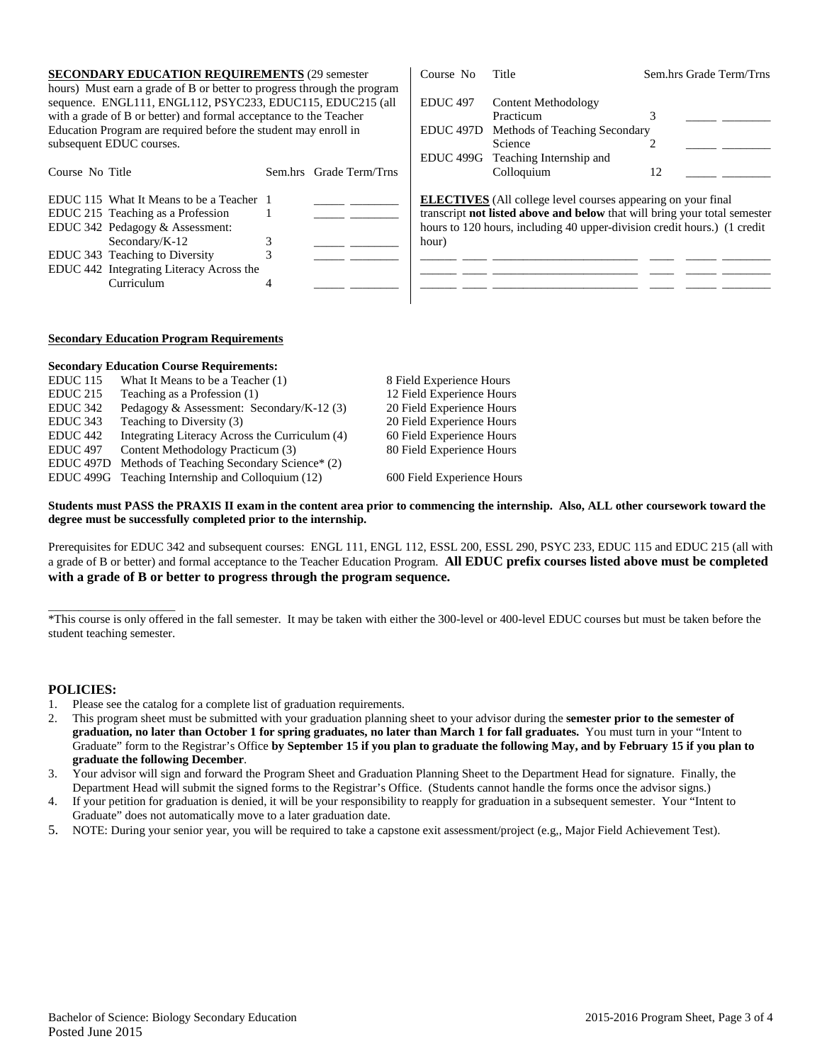**SECONDARY EDUCATION REQUIREMENTS** (29 semester hours) Must earn a grade of B or better to progress through the program sequence. ENGL111, ENGL112, PSYC233, EDUC115, EDUC215 (all with a grade of B or better) and formal acceptance to the Teacher Education Program are required before the student may enroll in subsequent EDUC courses.

| Course No | Title | Sem.hrs | Grade | Term/Trns |
|---|---|---|---|---|
| EDUC 115 | What It Means to be a Teacher | 1 | _____ | ________ |
| EDUC 215 | Teaching as a Profession | 1 | _____ | ________ |
| EDUC 342 | Pedagogy & Assessment: Secondary/K-12 | 3 | _____ | ________ |
| EDUC 343 | Teaching to Diversity | 3 | _____ | ________ |
| EDUC 442 | Integrating Literacy Across the Curriculum | 4 | _____ | ________ |
| EDUC 497 | Content Methodology Practicum | 3 | _____ | ________ |
| EDUC 497D | Methods of Teaching Secondary Science | 2 | _____ | ________ |
| EDUC 499G | Teaching Internship and Colloquium | 12 | _____ | ________ |

**ELECTIVES** (All college level courses appearing on your final transcript **not listed above and below** that will bring your total semester hours to 120 hours, including 40 upper-division credit hours.) (1 credit hour)

| | | | | | |
|---|---|---|---|---|---|
| ______ | ____ | _______________________ | ____ | _____ | ________ |
| ______ | ____ | _______________________ | ____ | _____ | ________ |
| ______ | ____ | _______________________ | ____ | _____ | ________ |

## Secondary Education Program Requirements

**Secondary Education Course Requirements:**

| Course | Title | Field Experience |
|---|---|---|
| EDUC 115 | What It Means to be a Teacher (1) | 8 Field Experience Hours |
| EDUC 215 | Teaching as a Profession (1) | 12 Field Experience Hours |
| EDUC 342 | Pedagogy & Assessment: Secondary/K-12 (3) | 20 Field Experience Hours |
| EDUC 343 | Teaching to Diversity (3) | 20 Field Experience Hours |
| EDUC 442 | Integrating Literacy Across the Curriculum (4) | 60 Field Experience Hours |
| EDUC 497 | Content Methodology Practicum (3) | 80 Field Experience Hours |
| EDUC 497D | Methods of Teaching Secondary Science* (2) | |
| EDUC 499G | Teaching Internship and Colloquium (12) | 600 Field Experience Hours |

**Students must PASS the PRAXIS II exam in the content area prior to commencing the internship. Also, ALL other coursework toward the degree must be successfully completed prior to the internship.**

Prerequisites for EDUC 342 and subsequent courses: ENGL 111, ENGL 112, ESSL 200, ESSL 290, PSYC 233, EDUC 115 and EDUC 215 (all with a grade of B or better) and formal acceptance to the Teacher Education Program. **All EDUC prefix courses listed above must be completed with a grade of B or better to progress through the program sequence.**

_____________________

*This course is only offered in the fall semester. It may be taken with either the 300-level or 400-level EDUC courses but must be taken before the student teaching semester.

## POLICIES:

1. Please see the catalog for a complete list of graduation requirements.
2. This program sheet must be submitted with your graduation planning sheet to your advisor during the **semester prior to the semester of graduation, no later than October 1 for spring graduates, no later than March 1 for fall graduates.** You must turn in your "Intent to Graduate" form to the Registrar's Office **by September 15 if you plan to graduate the following May, and by February 15 if you plan to graduate the following December**.
3. Your advisor will sign and forward the Program Sheet and Graduation Planning Sheet to the Department Head for signature. Finally, the Department Head will submit the signed forms to the Registrar's Office. (Students cannot handle the forms once the advisor signs.)
4. If your petition for graduation is denied, it will be your responsibility to reapply for graduation in a subsequent semester. Your "Intent to Graduate" does not automatically move to a later graduation date.
5. NOTE: During your senior year, you will be required to take a capstone exit assessment/project (e.g,, Major Field Achievement Test).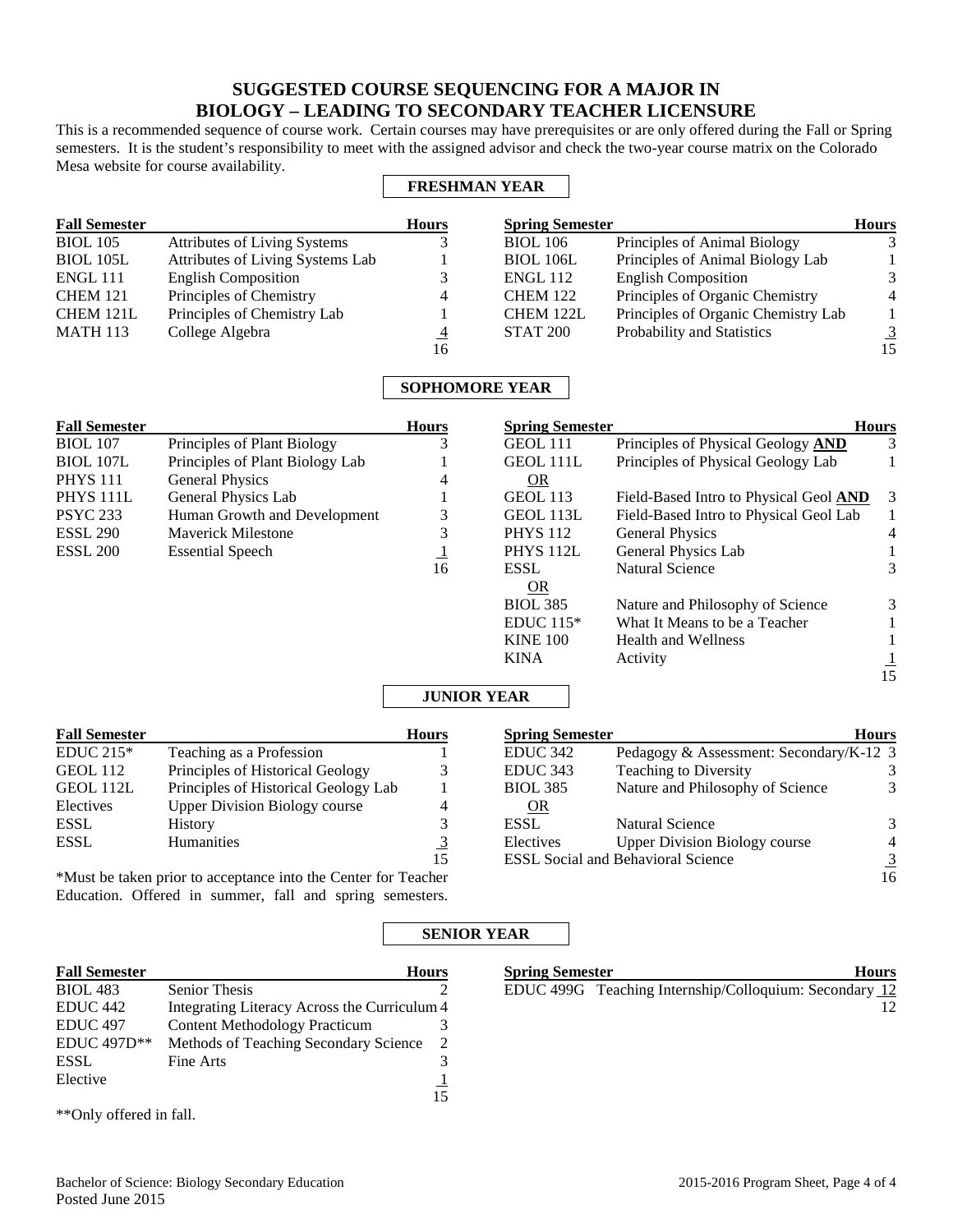# SUGGESTED COURSE SEQUENCING FOR A MAJOR IN BIOLOGY – LEADING TO SECONDARY TEACHER LICENSURE

This is a recommended sequence of course work. Certain courses may have prerequisites or are only offered during the Fall or Spring semesters. It is the student's responsibility to meet with the assigned advisor and check the two-year course matrix on the Colorado Mesa website for course availability.

## FRESHMAN YEAR

| Fall Semester | | Hours |
|---|---|---|
| BIOL 105 | Attributes of Living Systems | 3 |
| BIOL 105L | Attributes of Living Systems Lab | 1 |
| ENGL 111 | English Composition | 3 |
| CHEM 121 | Principles of Chemistry | 4 |
| CHEM 121L | Principles of Chemistry Lab | 1 |
| MATH 113 | College Algebra | 4 |
| | | 16 |

| Spring Semester | | Hours |
|---|---|---|
| BIOL 106 | Principles of Animal Biology | 3 |
| BIOL 106L | Principles of Animal Biology Lab | 1 |
| ENGL 112 | English Composition | 3 |
| CHEM 122 | Principles of Organic Chemistry | 4 |
| CHEM 122L | Principles of Organic Chemistry Lab | 1 |
| STAT 200 | Probability and Statistics | 3 |
| | | 15 |

## SOPHOMORE YEAR

| Fall Semester | | Hours |
|---|---|---|
| BIOL 107 | Principles of Plant Biology | 3 |
| BIOL 107L | Principles of Plant Biology Lab | 1 |
| PHYS 111 | General Physics | 4 |
| PHYS 111L | General Physics Lab | 1 |
| PSYC 233 | Human Growth and Development | 3 |
| ESSL 290 | Maverick Milestone | 3 |
| ESSL 200 | Essential Speech | 1 |
| | | 16 |

| Spring Semester | | Hours |
|---|---|---|
| GEOL 111 | Principles of Physical Geology **AND** | 3 |
| GEOL 111L | Principles of Physical Geology Lab | 1 |
| OR | | |
| GEOL 113 | Field-Based Intro to Physical Geol **AND** | 3 |
| GEOL 113L | Field-Based Intro to Physical Geol Lab | 1 |
| PHYS 112 | General Physics | 4 |
| PHYS 112L | General Physics Lab | 1 |
| ESSL | Natural Science | 3 |
| OR | | |
| BIOL 385 | Nature and Philosophy of Science | 3 |
| EDUC 115* | What It Means to be a Teacher | 1 |
| KINE 100 | Health and Wellness | 1 |
| KINA | Activity | 1 |
| | | 15 |

## JUNIOR YEAR

| Fall Semester | | Hours |
|---|---|---|
| EDUC 215* | Teaching as a Profession | 1 |
| GEOL 112 | Principles of Historical Geology | 3 |
| GEOL 112L | Principles of Historical Geology Lab | 1 |
| Electives | Upper Division Biology course | 4 |
| ESSL | History | 3 |
| ESSL | Humanities | 3 |
| | | 15 |

*Must be taken prior to acceptance into the Center for Teacher Education. Offered in summer, fall and spring semesters.

| Spring Semester | | Hours |
|---|---|---|
| EDUC 342 | Pedagogy & Assessment: Secondary/K-12 | 3 |
| EDUC 343 | Teaching to Diversity | 3 |
| BIOL 385 | Nature and Philosophy of Science | 3 |
| OR | | |
| ESSL | Natural Science | 3 |
| Electives | Upper Division Biology course | 4 |
| ESSL Social and Behavioral Science | | 3 |
| | | 16 |

## SENIOR YEAR

| Fall Semester | | Hours |
|---|---|---|
| BIOL 483 | Senior Thesis | 2 |
| EDUC 442 | Integrating Literacy Across the Curriculum | 4 |
| EDUC 497 | Content Methodology Practicum | 3 |
| EDUC 497D** | Methods of Teaching Secondary Science | 2 |
| ESSL | Fine Arts | 3 |
| Elective | | 1 |
| | | 15 |

**Only offered in fall.

| Spring Semester | | Hours |
|---|---|---|
| EDUC 499G | Teaching Internship/Colloquium: Secondary | 12 |
| | | 12 |